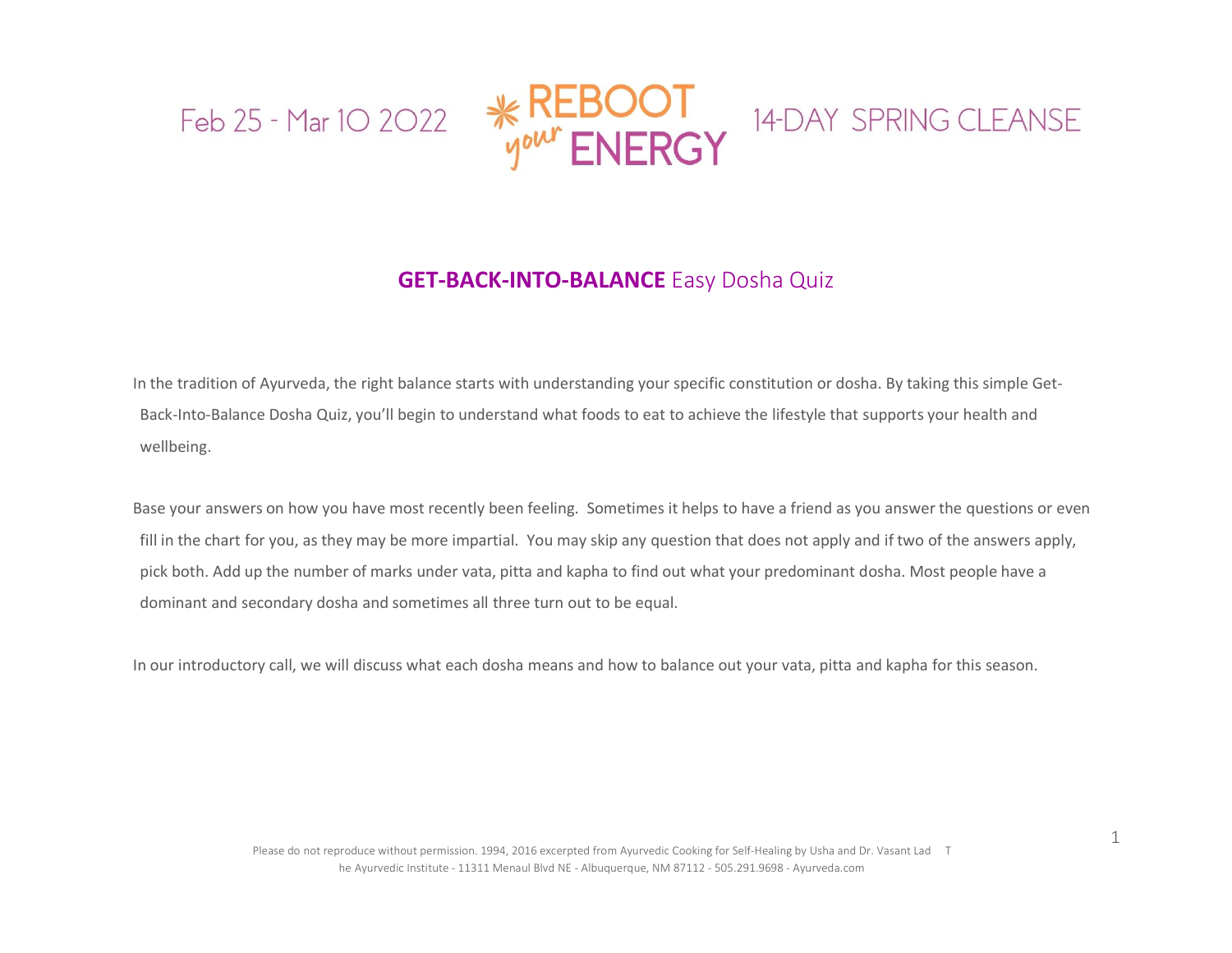Feb 25 - Mar 10 2022 — REBOOT your ENERGY — 14-DAY SPRING CLEANSE

## **GET-BACK-INTO-BALANCE** Easy Dosha Quiz

In the tradition of Ayurveda, the right balance starts with understanding your specific constitution or dosha. By taking this simple Get-Back-Into-Balance Dosha Quiz, you'll begin to understand what foods to eat to achieve the lifestyle that supports your health and wellbeing.

Base your answers on how you have most recently been feeling. Sometimes it helps to have a friend as you answer the questions or even fill in the chart for you, as they may be more impartial. You may skip any question that does not apply and if two of the answers apply, pick both. Add up the number of marks under vata, pitta and kapha to find out what your predominant dosha. Most people have a dominant and secondary dosha and sometimes all three turn out to be equal.

In our introductory call, we will discuss what each dosha means and how to balance out your vata, pitta and kapha for this season.

Please do not reproduce without permission. 1994, 2016 excerpted from Ayurvedic Cooking for Self-Healing by Usha and Dr. Vasant Lad The Ayurvedic Institute - 11311 Menaul Blvd NE - Albuquerque, NM 87112 - 505.291.9698 - Ayurveda.com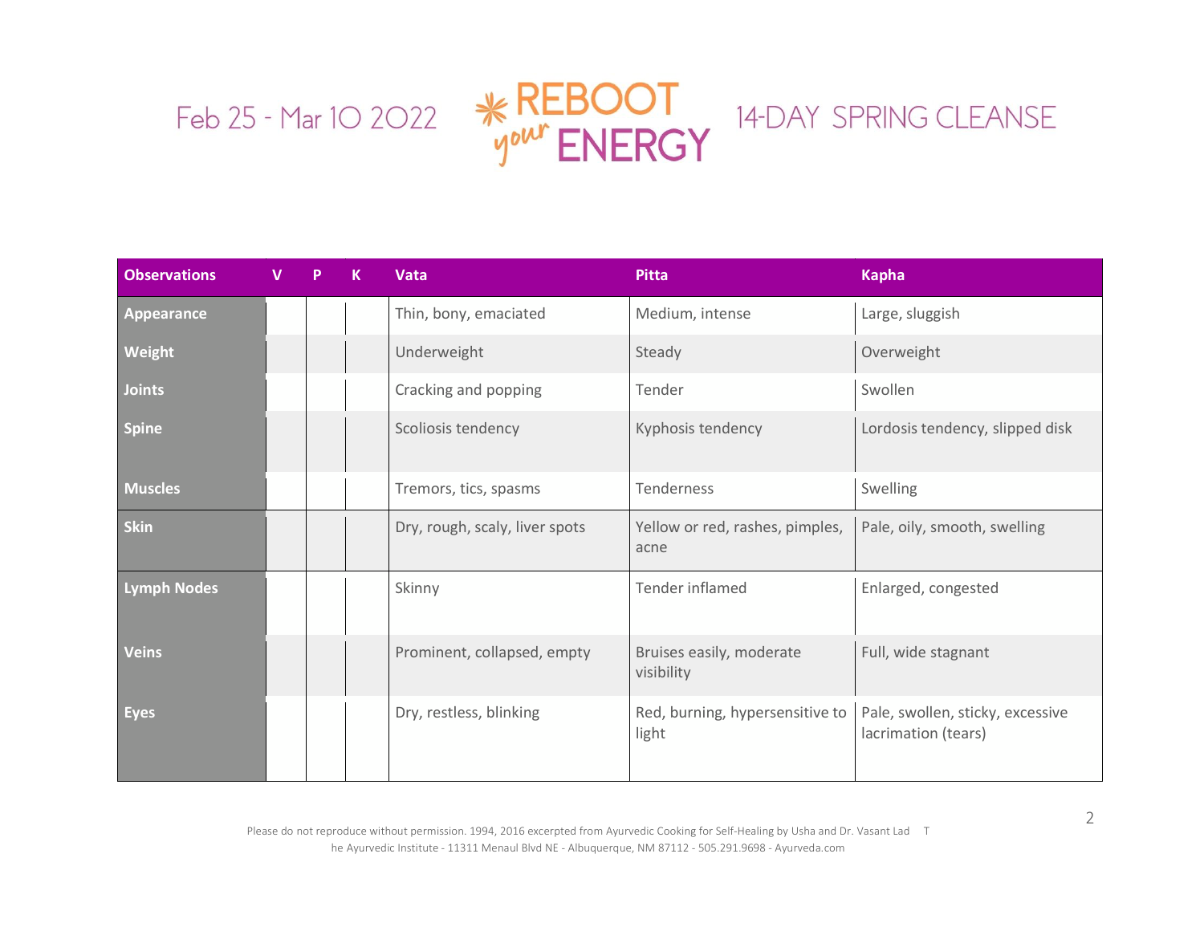Feb 25 - Mar 10 2022 — REBOOT your ENERGY — 14-DAY SPRING CLEANSE

| Observations | V | P | K | Vata | Pitta | Kapha |
|---|---|---|---|---|---|---|
| Appearance | | | | Thin, bony, emaciated | Medium, intense | Large, sluggish |
| Weight | | | | Underweight | Steady | Overweight |
| Joints | | | | Cracking and popping | Tender | Swollen |
| Spine | | | | Scoliosis tendency | Kyphosis tendency | Lordosis tendency, slipped disk |
| Muscles | | | | Tremors, tics, spasms | Tenderness | Swelling |
| Skin | | | | Dry, rough, scaly, liver spots | Yellow or red, rashes, pimples, acne | Pale, oily, smooth, swelling |
| Lymph Nodes | | | | Skinny | Tender inflamed | Enlarged, congested |
| Veins | | | | Prominent, collapsed, empty | Bruises easily, moderate visibility | Full, wide stagnant |
| Eyes | | | | Dry, restless, blinking | Red, burning, hypersensitive to light | Pale, swollen, sticky, excessive lacrimation (tears) |

Please do not reproduce without permission. 1994, 2016 excerpted from Ayurvedic Cooking for Self-Healing by Usha and Dr. Vasant Lad The Ayurvedic Institute - 11311 Menaul Blvd NE - Albuquerque, NM 87112 - 505.291.9698 - Ayurveda.com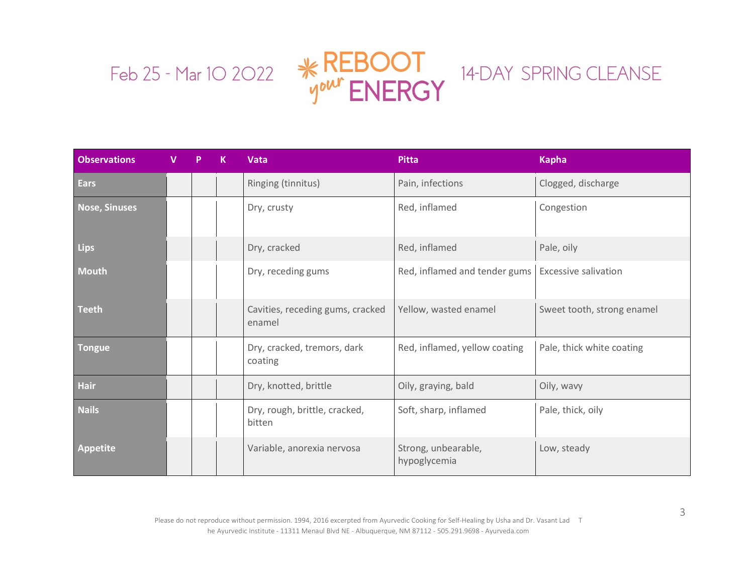Feb 25 - Mar 10 2022 **REBOOT your ENERGY** 14-DAY SPRING CLEANSE

| Observations | V | P | K | Vata | Pitta | Kapha |
|---|---|---|---|---|---|---|
| **Ears** | | | | Ringing (tinnitus) | Pain, infections | Clogged, discharge |
| **Nose, Sinuses** | | | | Dry, crusty | Red, inflamed | Congestion |
| **Lips** | | | | Dry, cracked | Red, inflamed | Pale, oily |
| **Mouth** | | | | Dry, receding gums | Red, inflamed and tender gums | Excessive salivation |
| **Teeth** | | | | Cavities, receding gums, cracked enamel | Yellow, wasted enamel | Sweet tooth, strong enamel |
| **Tongue** | | | | Dry, cracked, tremors, dark coating | Red, inflamed, yellow coating | Pale, thick white coating |
| **Hair** | | | | Dry, knotted, brittle | Oily, graying, bald | Oily, wavy |
| **Nails** | | | | Dry, rough, brittle, cracked, bitten | Soft, sharp, inflamed | Pale, thick, oily |
| **Appetite** | | | | Variable, anorexia nervosa | Strong, unbearable, hypoglycemia | Low, steady |

Please do not reproduce without permission. 1994, 2016 excerpted from Ayurvedic Cooking for Self-Healing by Usha and Dr. Vasant Lad The Ayurvedic Institute - 11311 Menaul Blvd NE - Albuquerque, NM 87112 - 505.291.9698 - Ayurveda.com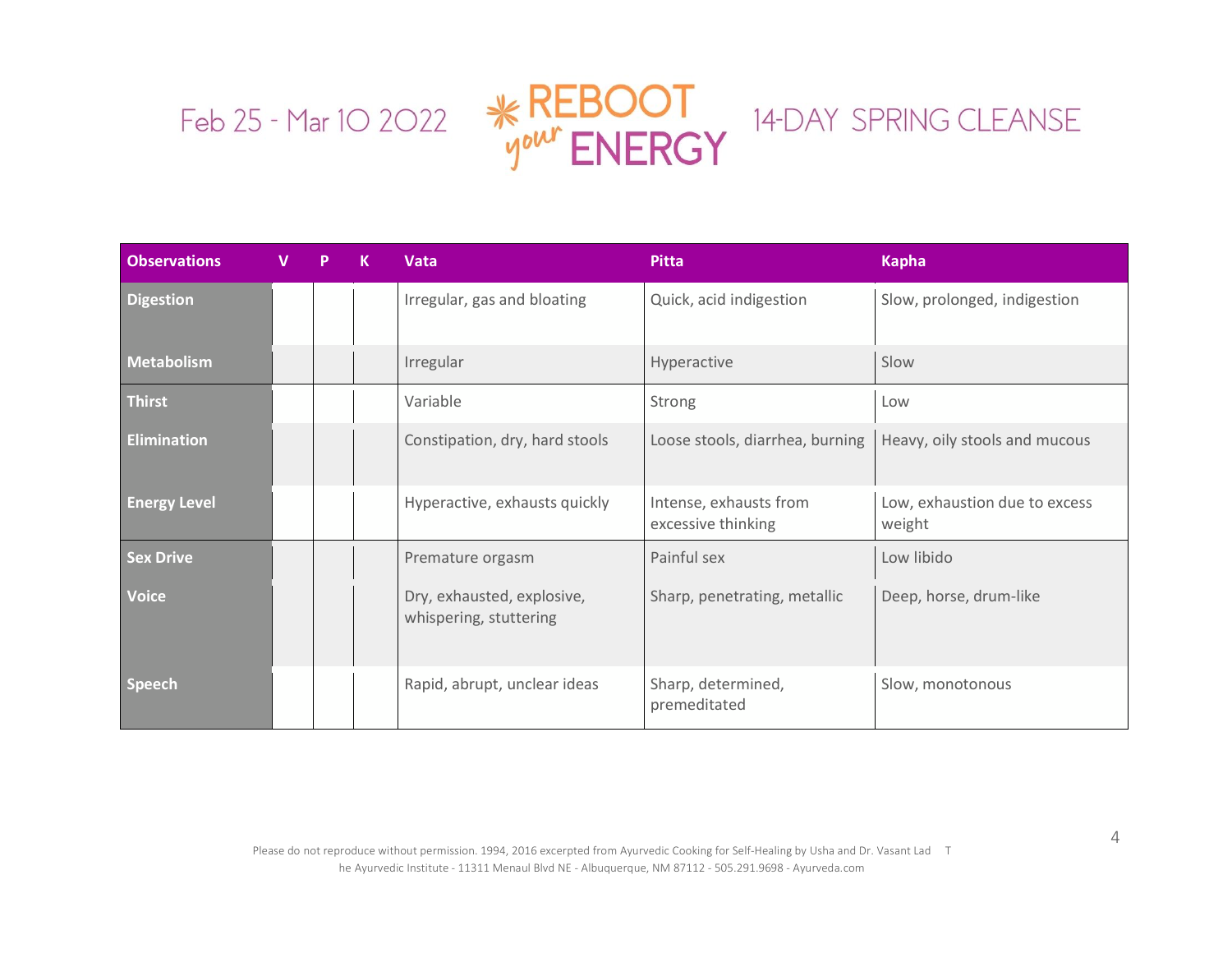| Observations | V | P | K | Vata | Pitta | Kapha |
|---|---|---|---|---|---|---|
| **Digestion** | | | | Irregular, gas and bloating | Quick, acid indigestion | Slow, prolonged, indigestion |
| **Metabolism** | | | | Irregular | Hyperactive | Slow |
| **Thirst** | | | | Variable | Strong | Low |
| **Elimination** | | | | Constipation, dry, hard stools | Loose stools, diarrhea, burning | Heavy, oily stools and mucous |
| **Energy Level** | | | | Hyperactive, exhausts quickly | Intense, exhausts from excessive thinking | Low, exhaustion due to excess weight |
| **Sex Drive** | | | | Premature orgasm | Painful sex | Low libido |
| **Voice** | | | | Dry, exhausted, explosive, whispering, stuttering | Sharp, penetrating, metallic | Deep, horse, drum-like |
| **Speech** | | | | Rapid, abrupt, unclear ideas | Sharp, determined, premeditated | Slow, monotonous |

Please do not reproduce without permission. 1994, 2016 excerpted from Ayurvedic Cooking for Self-Healing by Usha and Dr. Vasant Lad The Ayurvedic Institute - 11311 Menaul Blvd NE - Albuquerque, NM 87112 - 505.291.9698 - Ayurveda.com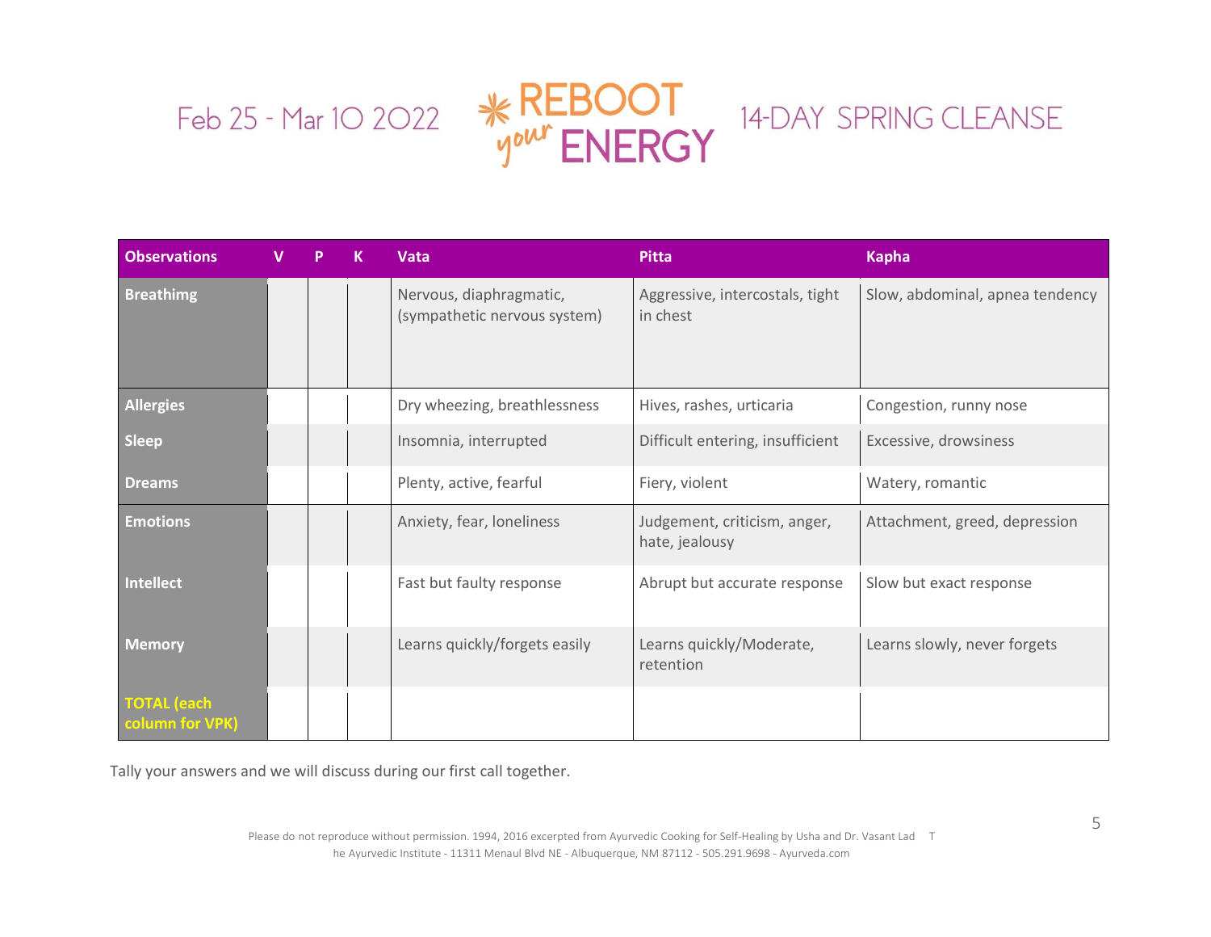| Observations | V | P | K | Vata | Pitta | Kapha |
|---|---|---|---|---|---|---|
| **Breathimg** | | | | Nervous, diaphragmatic, (sympathetic nervous system) | Aggressive, intercostals, tight in chest | Slow, abdominal, apnea tendency |
| **Allergies** | | | | Dry wheezing, breathlessness | Hives, rashes, urticaria | Congestion, runny nose |
| **Sleep** | | | | Insomnia, interrupted | Difficult entering, insufficient | Excessive, drowsiness |
| **Dreams** | | | | Plenty, active, fearful | Fiery, violent | Watery, romantic |
| **Emotions** | | | | Anxiety, fear, loneliness | Judgement, criticism, anger, hate, jealousy | Attachment, greed, depression |
| **Intellect** | | | | Fast but faulty response | Abrupt but accurate response | Slow but exact response |
| **Memory** | | | | Learns quickly/forgets easily | Learns quickly/Moderate, retention | Learns slowly, never forgets |
| **TOTAL (each column for VPK)** | | | | | | |

Tally your answers and we will discuss during our first call together.

Please do not reproduce without permission. 1994, 2016 excerpted from Ayurvedic Cooking for Self-Healing by Usha and Dr. Vasant Lad The Ayurvedic Institute - 11311 Menaul Blvd NE - Albuquerque, NM 87112 - 505.291.9698 - Ayurveda.com